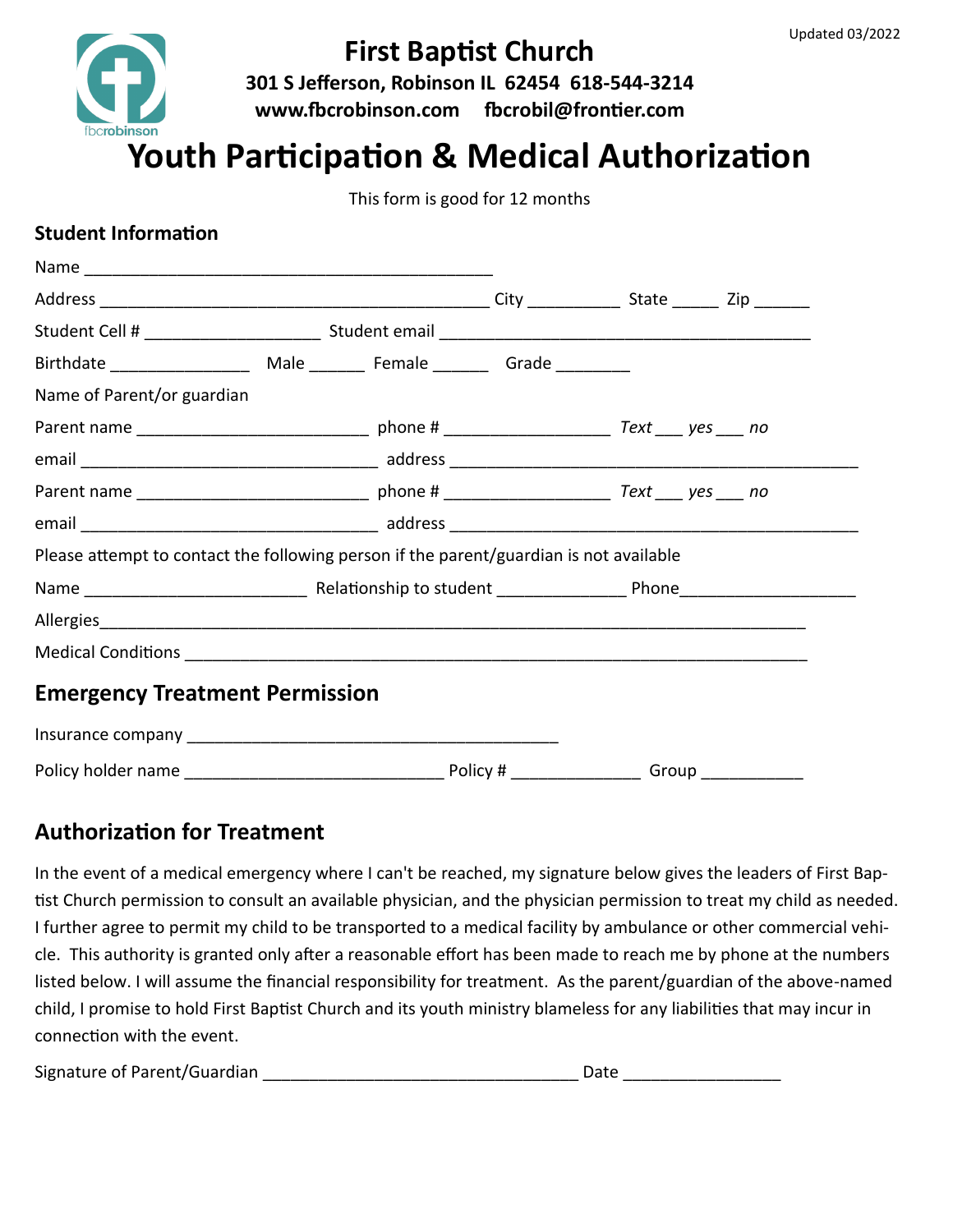Updated 03/2022

# First Baptist Church

**301 S Jefferson, Robinson IL 62454 618-544-3214**

**www.fbcrobinson.com fbcrobil@frontier.com**

# Youth Participation & Medical Authorization

This form is good for 12 months

### Student Information

Name ____________________________________________

Address ___________________________________________ City __________ State _____ Zip ______

Student Cell # ___________________ Student email ________________________________________

Birthdate _______________ Male ______ Female ______ Grade ________

Name of Parent/or guardian

Parent name _________________________ phone # __________________ *Text ___ yes ___ no*

email ________________________________ address _____________________________________________

Parent name _________________________ phone # __________________ *Text ___ yes ___ no*

email ________________________________ address _____________________________________________

Please attempt to contact the following person if the parent/guardian is not available

Name ________________________ Relationship to student ______________ Phone___________________

Allergies_____________________________________________________________________________

Medical Conditions ____________________________________________________________________

## Emergency Treatment Permission

Insurance company ________________________________________

Policy holder name ____________________________ Policy # ______________ Group ___________

## Authorization for Treatment

In the event of a medical emergency where I can't be reached, my signature below gives the leaders of First Baptist Church permission to consult an available physician, and the physician permission to treat my child as needed. I further agree to permit my child to be transported to a medical facility by ambulance or other commercial vehicle. This authority is granted only after a reasonable effort has been made to reach me by phone at the numbers listed below. I will assume the financial responsibility for treatment. As the parent/guardian of the above-named child, I promise to hold First Baptist Church and its youth ministry blameless for any liabilities that may incur in connection with the event.

Signature of Parent/Guardian __________________________________ Date _________________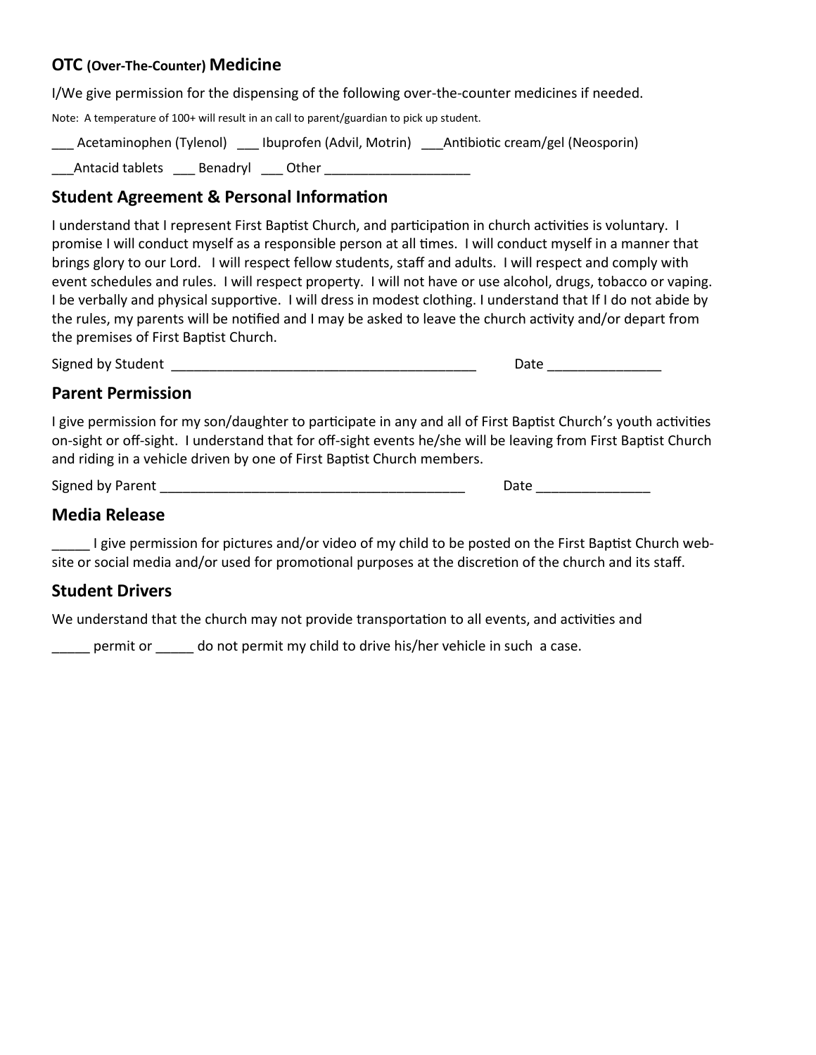## OTC (Over-The-Counter) Medicine

I/We give permission for the dispensing of the following over-the-counter medicines if needed.

Note: A temperature of 100+ will result in an call to parent/guardian to pick up student.

___ Acetaminophen (Tylenol) ___ Ibuprofen (Advil, Motrin) ___Antibiotic cream/gel (Neosporin)

___Antacid tablets ___ Benadryl ___ Other ___________________

## Student Agreement & Personal Information

I understand that I represent First Baptist Church, and participation in church activities is voluntary. I promise I will conduct myself as a responsible person at all times. I will conduct myself in a manner that brings glory to our Lord. I will respect fellow students, staff and adults. I will respect and comply with event schedules and rules. I will respect property. I will not have or use alcohol, drugs, tobacco or vaping. I be verbally and physical supportive. I will dress in modest clothing. I understand that If I do not abide by the rules, my parents will be notified and I may be asked to leave the church activity and/or depart from the premises of First Baptist Church.

Signed by Student ________________________________________ Date ______________

## Parent Permission

I give permission for my son/daughter to participate in any and all of First Baptist Church's youth activities on-sight or off-sight. I understand that for off-sight events he/she will be leaving from First Baptist Church and riding in a vehicle driven by one of First Baptist Church members.

Signed by Parent ________________________________________ Date ______________

## Media Release

_____ I give permission for pictures and/or video of my child to be posted on the First Baptist Church web-site or social media and/or used for promotional purposes at the discretion of the church and its staff.

## Student Drivers

We understand that the church may not provide transportation to all events, and activities and

_____ permit or _____ do not permit my child to drive his/her vehicle in such a case.